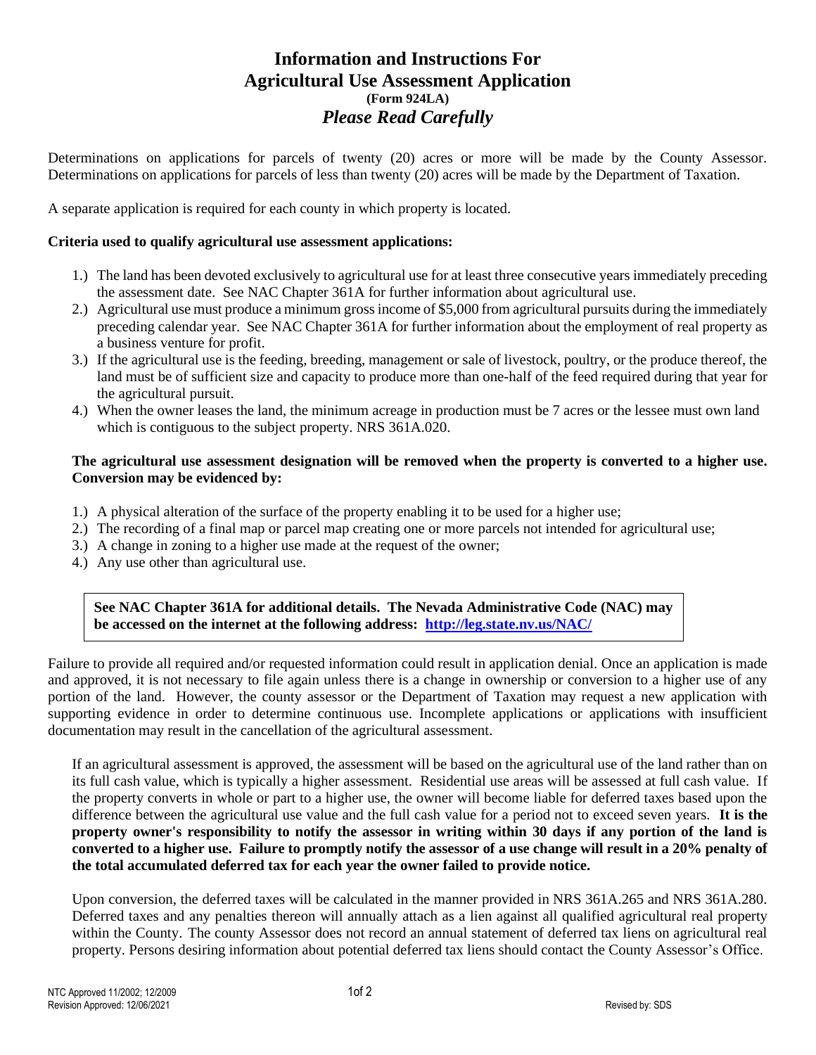# Information and Instructions For Agricultural Use Assessment Application

**(Form 924LA)**

***Please Read Carefully***

Determinations on applications for parcels of twenty (20) acres or more will be made by the County Assessor. Determinations on applications for parcels of less than twenty (20) acres will be made by the Department of Taxation.

A separate application is required for each county in which property is located.

**Criteria used to qualify agricultural use assessment applications:**

1.) The land has been devoted exclusively to agricultural use for at least three consecutive years immediately preceding the assessment date. See NAC Chapter 361A for further information about agricultural use.
2.) Agricultural use must produce a minimum gross income of $5,000 from agricultural pursuits during the immediately preceding calendar year. See NAC Chapter 361A for further information about the employment of real property as a business venture for profit.
3.) If the agricultural use is the feeding, breeding, management or sale of livestock, poultry, or the produce thereof, the land must be of sufficient size and capacity to produce more than one-half of the feed required during that year for the agricultural pursuit.
4.) When the owner leases the land, the minimum acreage in production must be 7 acres or the lessee must own land which is contiguous to the subject property. NRS 361A.020.

**The agricultural use assessment designation will be removed when the property is converted to a higher use. Conversion may be evidenced by:**

1.) A physical alteration of the surface of the property enabling it to be used for a higher use;
2.) The recording of a final map or parcel map creating one or more parcels not intended for agricultural use;
3.) A change in zoning to a higher use made at the request of the owner;
4.) Any use other than agricultural use.

**See NAC Chapter 361A for additional details. The Nevada Administrative Code (NAC) may be accessed on the internet at the following address: http://leg.state.nv.us/NAC/**

Failure to provide all required and/or requested information could result in application denial. Once an application is made and approved, it is not necessary to file again unless there is a change in ownership or conversion to a higher use of any portion of the land. However, the county assessor or the Department of Taxation may request a new application with supporting evidence in order to determine continuous use. Incomplete applications or applications with insufficient documentation may result in the cancellation of the agricultural assessment.

If an agricultural assessment is approved, the assessment will be based on the agricultural use of the land rather than on its full cash value, which is typically a higher assessment. Residential use areas will be assessed at full cash value. If the property converts in whole or part to a higher use, the owner will become liable for deferred taxes based upon the difference between the agricultural use value and the full cash value for a period not to exceed seven years. **It is the property owner's responsibility to notify the assessor in writing within 30 days if any portion of the land is converted to a higher use. Failure to promptly notify the assessor of a use change will result in a 20% penalty of the total accumulated deferred tax for each year the owner failed to provide notice.**

Upon conversion, the deferred taxes will be calculated in the manner provided in NRS 361A.265 and NRS 361A.280. Deferred taxes and any penalties thereon will annually attach as a lien against all qualified agricultural real property within the County. The county Assessor does not record an annual statement of deferred tax liens on agricultural real property. Persons desiring information about potential deferred tax liens should contact the County Assessor's Office.

NTC Approved 11/2002; 12/2009
Revision Approved: 12/06/2021
Revised by: SDS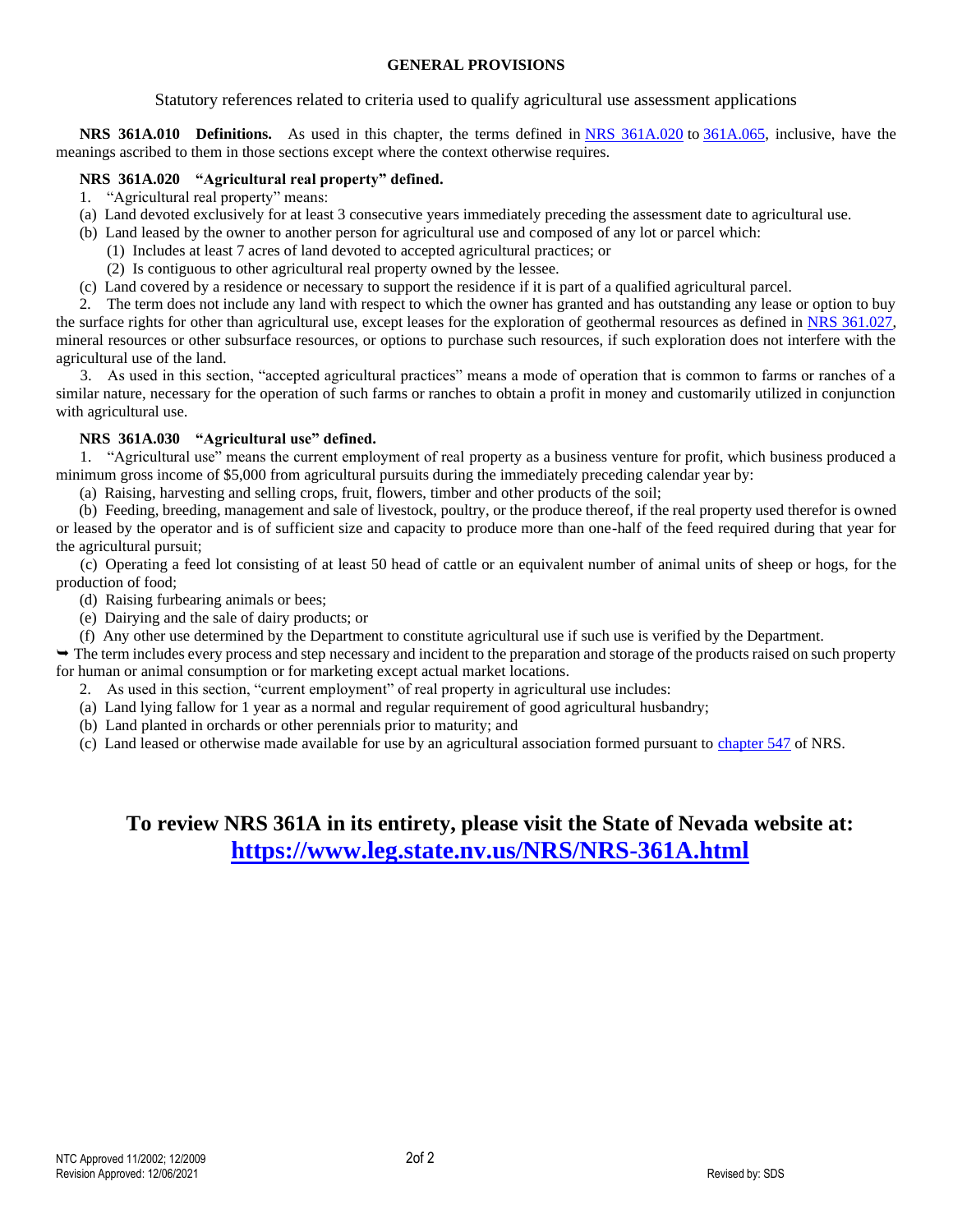## GENERAL PROVISIONS

Statutory references related to criteria used to qualify agricultural use assessment applications

**NRS 361A.010 Definitions.** As used in this chapter, the terms defined in NRS 361A.020 to 361A.065, inclusive, have the meanings ascribed to them in those sections except where the context otherwise requires.

**NRS 361A.020 "Agricultural real property" defined.**

1. "Agricultural real property" means:

(a) Land devoted exclusively for at least 3 consecutive years immediately preceding the assessment date to agricultural use.

(b) Land leased by the owner to another person for agricultural use and composed of any lot or parcel which:

(1) Includes at least 7 acres of land devoted to accepted agricultural practices; or

(2) Is contiguous to other agricultural real property owned by the lessee.

(c) Land covered by a residence or necessary to support the residence if it is part of a qualified agricultural parcel.

2. The term does not include any land with respect to which the owner has granted and has outstanding any lease or option to buy the surface rights for other than agricultural use, except leases for the exploration of geothermal resources as defined in NRS 361.027, mineral resources or other subsurface resources, or options to purchase such resources, if such exploration does not interfere with the agricultural use of the land.

3. As used in this section, "accepted agricultural practices" means a mode of operation that is common to farms or ranches of a similar nature, necessary for the operation of such farms or ranches to obtain a profit in money and customarily utilized in conjunction with agricultural use.

**NRS 361A.030 "Agricultural use" defined.**

1. "Agricultural use" means the current employment of real property as a business venture for profit, which business produced a minimum gross income of $5,000 from agricultural pursuits during the immediately preceding calendar year by:

(a) Raising, harvesting and selling crops, fruit, flowers, timber and other products of the soil;

(b) Feeding, breeding, management and sale of livestock, poultry, or the produce thereof, if the real property used therefor is owned or leased by the operator and is of sufficient size and capacity to produce more than one-half of the feed required during that year for the agricultural pursuit;

(c) Operating a feed lot consisting of at least 50 head of cattle or an equivalent number of animal units of sheep or hogs, for the production of food;

(d) Raising furbearing animals or bees;

(e) Dairying and the sale of dairy products; or

(f) Any other use determined by the Department to constitute agricultural use if such use is verified by the Department.

➥ The term includes every process and step necessary and incident to the preparation and storage of the products raised on such property for human or animal consumption or for marketing except actual market locations.

2. As used in this section, "current employment" of real property in agricultural use includes:

(a) Land lying fallow for 1 year as a normal and regular requirement of good agricultural husbandry;

(b) Land planted in orchards or other perennials prior to maturity; and

(c) Land leased or otherwise made available for use by an agricultural association formed pursuant to chapter 547 of NRS.

## To review NRS 361A in its entirety, please visit the State of Nevada website at: https://www.leg.state.nv.us/NRS/NRS-361A.html

NTC Approved 11/2002; 12/2009
Revision Approved: 12/06/2021

Revised by: SDS